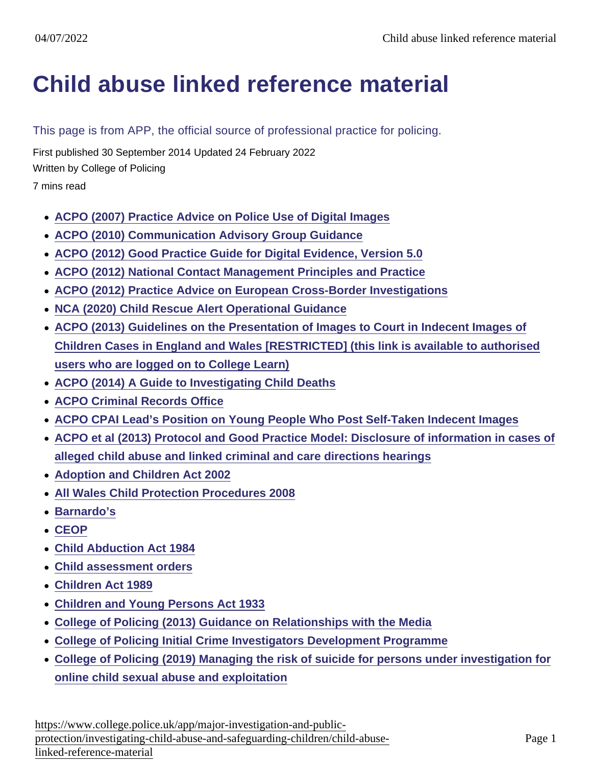# Child abuse linked reference material

This page is from APP, the official source of professional practice for policing.

First published 30 September 2014 Updated 24 February 2022

Written by College of Policing

7 mins read

- ACPO (2007) Practice Advice on Police Use of Digital Images
- ACPO (2010) Communication Advisory Group Guidance
- ACPO (2012) Good Practice Guide for Digital Evidence, Version 5.0
- ACPO (2012) National Contact Management Principles and Practice
- ACPO (2012) Practice Advice on European Cross-Border Investigations
- NCA (2020) Child Rescue Alert Operational Guidance
- ACPO (2013) Guidelines on the Presentation of Images to Court in Indecent Images of Children Cases in England and Wales [RESTRICTED] (this link is available to authorised users who are logged on to College Learn)
- ACPO (2014) A Guide to Investigating Child Deaths
- ACPO Criminal Records Office
- ACPO CPAI Lead's Position on Young People Who Post Self-Taken Indecent Images
- ACPO et al (2013) Protocol and Good Practice Model: Disclosure of information in cases of alleged child abuse and linked criminal and care directions hearings
- Adoption and Children Act 2002
- All Wales Child Protection Procedures 2008
- Barnardo's
- CEOP
- Child Abduction Act 1984
- Child assessment orders
- Children Act 1989
- Children and Young Persons Act 1933
- College of Policing (2013) Guidance on Relationships with the Media
- College of Policing Initial Crime Investigators Development Programme
- College of Policing (2019) Managing the risk of suicide for persons under investigation for online child sexual abuse and exploitation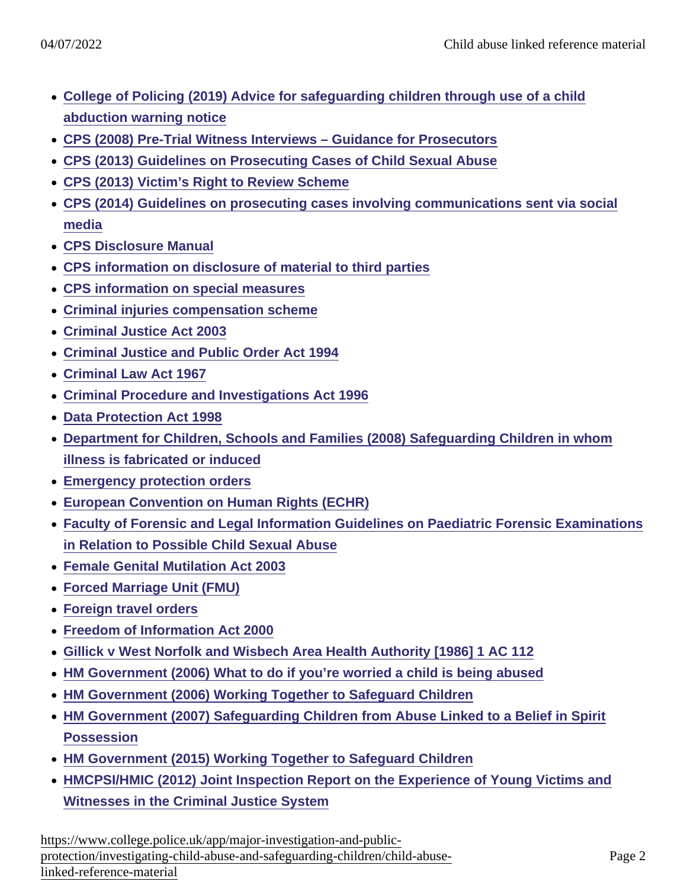- College of Policing (2019) Advice for safeguarding children through use of a child abduction warning notice
- CPS (2008) Pre-Trial Witness Interviews – Guidance for Prosecutors
- CPS (2013) Guidelines on Prosecuting Cases of Child Sexual Abuse
- CPS (2013) Victim's Right to Review Scheme
- CPS (2014) Guidelines on prosecuting cases involving communications sent via social media
- CPS Disclosure Manual
- CPS information on disclosure of material to third parties
- CPS information on special measures
- Criminal injuries compensation scheme
- Criminal Justice Act 2003
- Criminal Justice and Public Order Act 1994
- Criminal Law Act 1967
- Criminal Procedure and Investigations Act 1996
- Data Protection Act 1998
- Department for Children, Schools and Families (2008) Safeguarding Children in whom illness is fabricated or induced
- Emergency protection orders
- European Convention on Human Rights (ECHR)
- Faculty of Forensic and Legal Information Guidelines on Paediatric Forensic Examinations in Relation to Possible Child Sexual Abuse
- Female Genital Mutilation Act 2003
- Forced Marriage Unit (FMU)
- Foreign travel orders
- Freedom of Information Act 2000
- Gillick v West Norfolk and Wisbech Area Health Authority [1986] 1 AC 112
- HM Government (2006) What to do if you're worried a child is being abused
- HM Government (2006) Working Together to Safeguard Children
- HM Government (2007) Safeguarding Children from Abuse Linked to a Belief in Spirit Possession
- HM Government (2015) Working Together to Safeguard Children
- HMCPSI/HMIC (2012) Joint Inspection Report on the Experience of Young Victims and Witnesses in the Criminal Justice System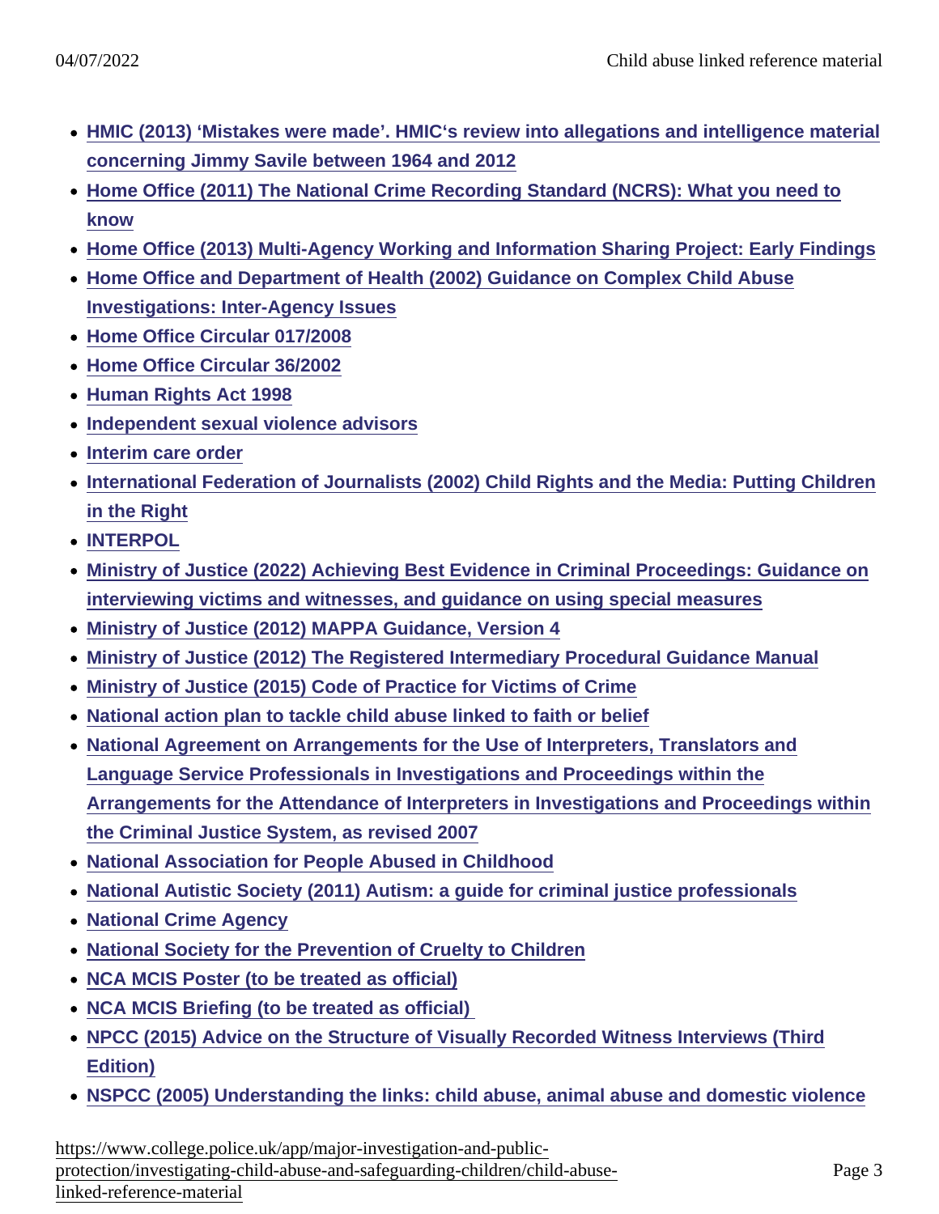- HMIC (2013) ‘Mistakes were made’. HMIC‘s review into allegations and intelligence material concerning Jimmy Savile between 1964 and 2012
- Home Office (2011) The National Crime Recording Standard (NCRS): What you need to know
- Home Office (2013) Multi-Agency Working and Information Sharing Project: Early Findings
- Home Office and Department of Health (2002) Guidance on Complex Child Abuse Investigations: Inter-Agency Issues
- Home Office Circular 017/2008
- Home Office Circular 36/2002
- Human Rights Act 1998
- Independent sexual violence advisors
- Interim care order
- International Federation of Journalists (2002) Child Rights and the Media: Putting Children in the Right
- INTERPOL
- Ministry of Justice (2022) Achieving Best Evidence in Criminal Proceedings: Guidance on interviewing victims and witnesses, and guidance on using special measures
- Ministry of Justice (2012) MAPPA Guidance, Version 4
- Ministry of Justice (2012) The Registered Intermediary Procedural Guidance Manual
- Ministry of Justice (2015) Code of Practice for Victims of Crime
- National action plan to tackle child abuse linked to faith or belief
- National Agreement on Arrangements for the Use of Interpreters, Translators and Language Service Professionals in Investigations and Proceedings within the Arrangements for the Attendance of Interpreters in Investigations and Proceedings within the Criminal Justice System, as revised 2007
- National Association for People Abused in Childhood
- National Autistic Society (2011) Autism: a guide for criminal justice professionals
- National Crime Agency
- National Society for the Prevention of Cruelty to Children
- NCA MCIS Poster (to be treated as official)
- NCA MCIS Briefing (to be treated as official)
- NPCC (2015) Advice on the Structure of Visually Recorded Witness Interviews (Third Edition)
- NSPCC (2005) Understanding the links: child abuse, animal abuse and domestic violence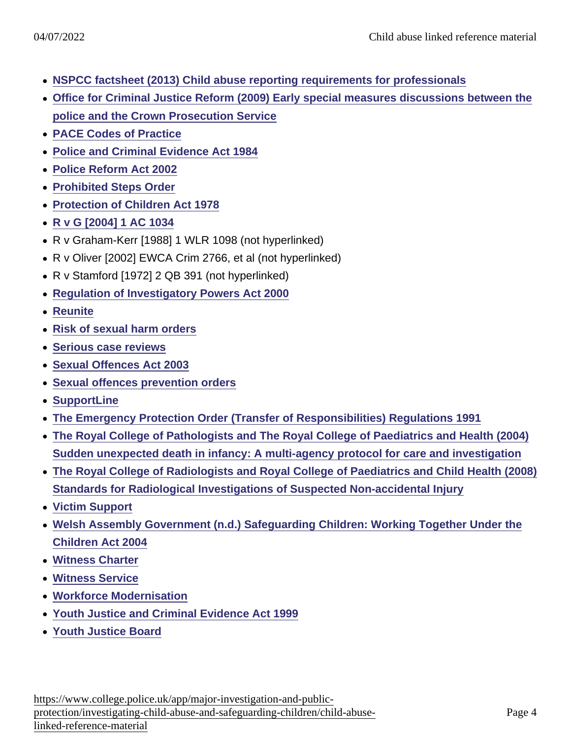- NSPCC factsheet (2013) Child abuse reporting requirements for professionals
- Office for Criminal Justice Reform (2009) Early special measures discussions between the police and the Crown Prosecution Service
- PACE Codes of Practice
- Police and Criminal Evidence Act 1984
- Police Reform Act 2002
- Prohibited Steps Order
- Protection of Children Act 1978
- R v G [2004] 1 AC 1034
- R v Graham-Kerr [1988] 1 WLR 1098 (not hyperlinked)
- R v Oliver [2002] EWCA Crim 2766, et al (not hyperlinked)
- R v Stamford [1972] 2 QB 391 (not hyperlinked)
- Regulation of Investigatory Powers Act 2000
- Reunite
- Risk of sexual harm orders
- Serious case reviews
- Sexual Offences Act 2003
- Sexual offences prevention orders
- SupportLine
- The Emergency Protection Order (Transfer of Responsibilities) Regulations 1991
- The Royal College of Pathologists and The Royal College of Paediatrics and Health (2004) Sudden unexpected death in infancy: A multi-agency protocol for care and investigation
- The Royal College of Radiologists and Royal College of Paediatrics and Child Health (2008) Standards for Radiological Investigations of Suspected Non-accidental Injury
- Victim Support
- Welsh Assembly Government (n.d.) Safeguarding Children: Working Together Under the Children Act 2004
- Witness Charter
- Witness Service
- Workforce Modernisation
- Youth Justice and Criminal Evidence Act 1999
- Youth Justice Board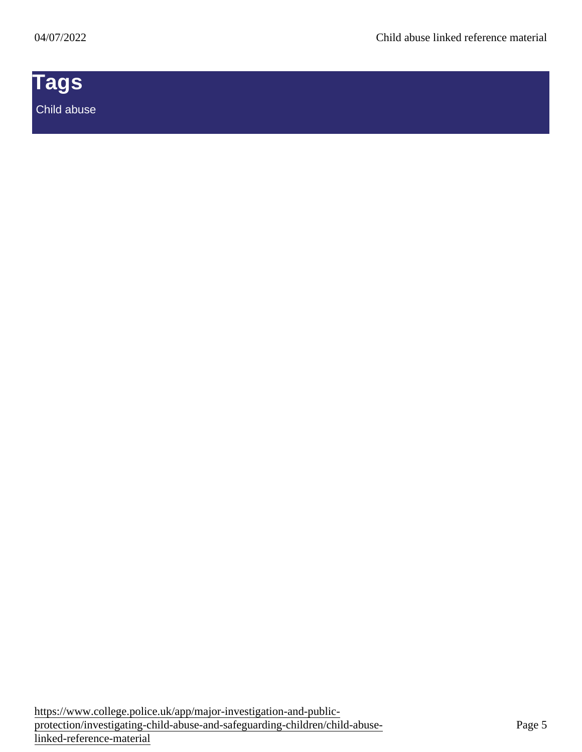## Tags

Child abuse